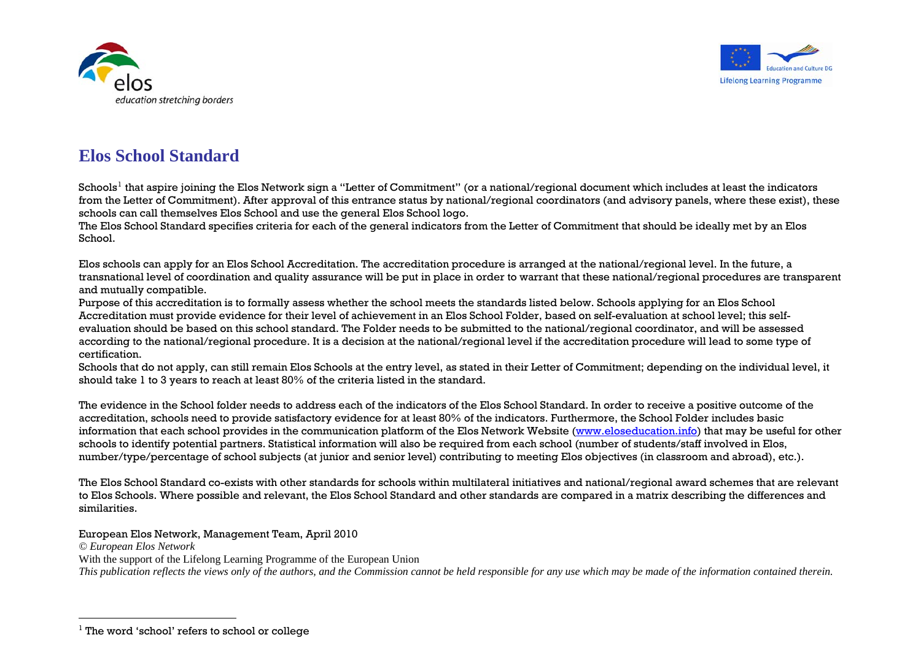# Elos School Standard

Schools[1] that aspire joining the Elos Network sign a "Letter of Commitment" (or a national/regional document which includes at least the indicators from the Letter of Commitment). After approval of this entrance status by national/regional coordinators (and advisory panels, where these exist), these schools can call themselves Elos School and use the general Elos School logo.
The Elos School Standard specifies criteria for each of the general indicators from the Letter of Commitment that should be ideally met by an Elos School.

Elos schools can apply for an Elos School Accreditation. The accreditation procedure is arranged at the national/regional level. In the future, a transnational level of coordination and quality assurance will be put in place in order to warrant that these national/regional procedures are transparent and mutually compatible.
Purpose of this accreditation is to formally assess whether the school meets the standards listed below. Schools applying for an Elos School Accreditation must provide evidence for their level of achievement in an Elos School Folder, based on self-evaluation at school level; this self-evaluation should be based on this school standard. The Folder needs to be submitted to the national/regional coordinator, and will be assessed according to the national/regional procedure. It is a decision at the national/regional level if the accreditation procedure will lead to some type of certification.
Schools that do not apply, can still remain Elos Schools at the entry level, as stated in their Letter of Commitment; depending on the individual level, it should take 1 to 3 years to reach at least 80% of the criteria listed in the standard.

The evidence in the School folder needs to address each of the indicators of the Elos School Standard. In order to receive a positive outcome of the accreditation, schools need to provide satisfactory evidence for at least 80% of the indicators. Furthermore, the School Folder includes basic information that each school provides in the communication platform of the Elos Network Website (www.eloseducation.info) that may be useful for other schools to identify potential partners. Statistical information will also be required from each school (number of students/staff involved in Elos, number/type/percentage of school subjects (at junior and senior level) contributing to meeting Elos objectives (in classroom and abroad), etc.).

The Elos School Standard co-exists with other standards for schools within multilateral initiatives and national/regional award schemes that are relevant to Elos Schools. Where possible and relevant, the Elos School Standard and other standards are compared in a matrix describing the differences and similarities.

European Elos Network, Management Team, April 2010
*© European Elos Network*
With the support of the Lifelong Learning Programme of the European Union
*This publication reflects the views only of the authors, and the Commission cannot be held responsible for any use which may be made of the information contained therein.*

[1] The word 'school' refers to school or college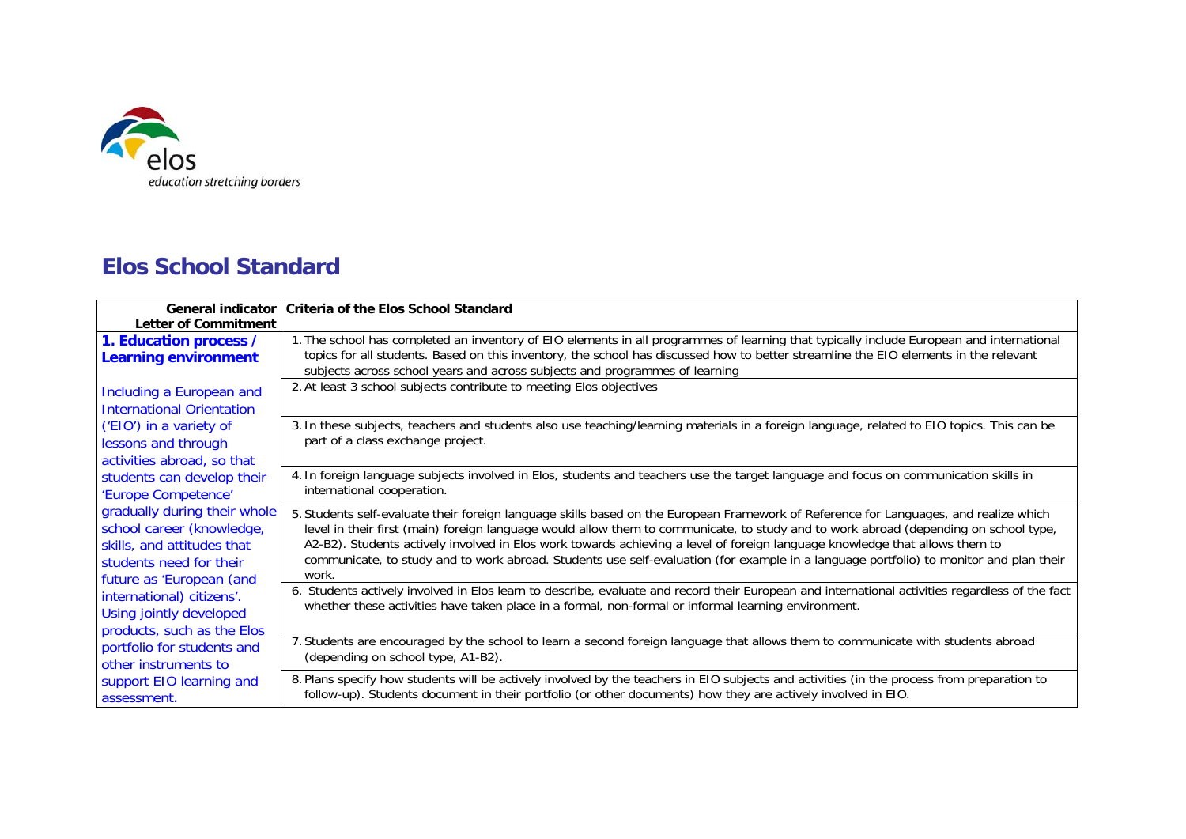elos

*education stretching borders*

# Elos School Standard

| General indicator<br>Letter of Commitment | Criteria of the Elos School Standard |
|---|---|
| **1. Education process / Learning environment**<br><br>Including a European and International Orientation ('EIO') in a variety of lessons and through activities abroad, so that students can develop their 'Europe Competence' gradually during their whole school career (knowledge, skills, and attitudes that students need for their future as 'European (and international) citizens'. Using jointly developed products, such as the Elos portfolio for students and other instruments to support EIO learning and assessment. | 1. The school has completed an inventory of EIO elements in all programmes of learning that typically include European and international topics for all students. Based on this inventory, the school has discussed how to better streamline the EIO elements in the relevant subjects across school years and across subjects and programmes of learning |
| | 2. At least 3 school subjects contribute to meeting Elos objectives |
| | 3. In these subjects, teachers and students also use teaching/learning materials in a foreign language, related to EIO topics. This can be part of a class exchange project. |
| | 4. In foreign language subjects involved in Elos, students and teachers use the target language and focus on communication skills in international cooperation. |
| | 5. Students self-evaluate their foreign language skills based on the European Framework of Reference for Languages, and realize which level in their first (main) foreign language would allow them to communicate, to study and to work abroad (depending on school type, A2-B2). Students actively involved in Elos work towards achieving a level of foreign language knowledge that allows them to communicate, to study and to work abroad. Students use self-evaluation (for example in a language portfolio) to monitor and plan their work. |
| | 6. Students actively involved in Elos learn to describe, evaluate and record their European and international activities regardless of the fact whether these activities have taken place in a formal, non-formal or informal learning environment. |
| | 7. Students are encouraged by the school to learn a second foreign language that allows them to communicate with students abroad (depending on school type, A1-B2). |
| | 8. Plans specify how students will be actively involved by the teachers in EIO subjects and activities (in the process from preparation to follow-up). Students document in their portfolio (or other documents) how they are actively involved in EIO. |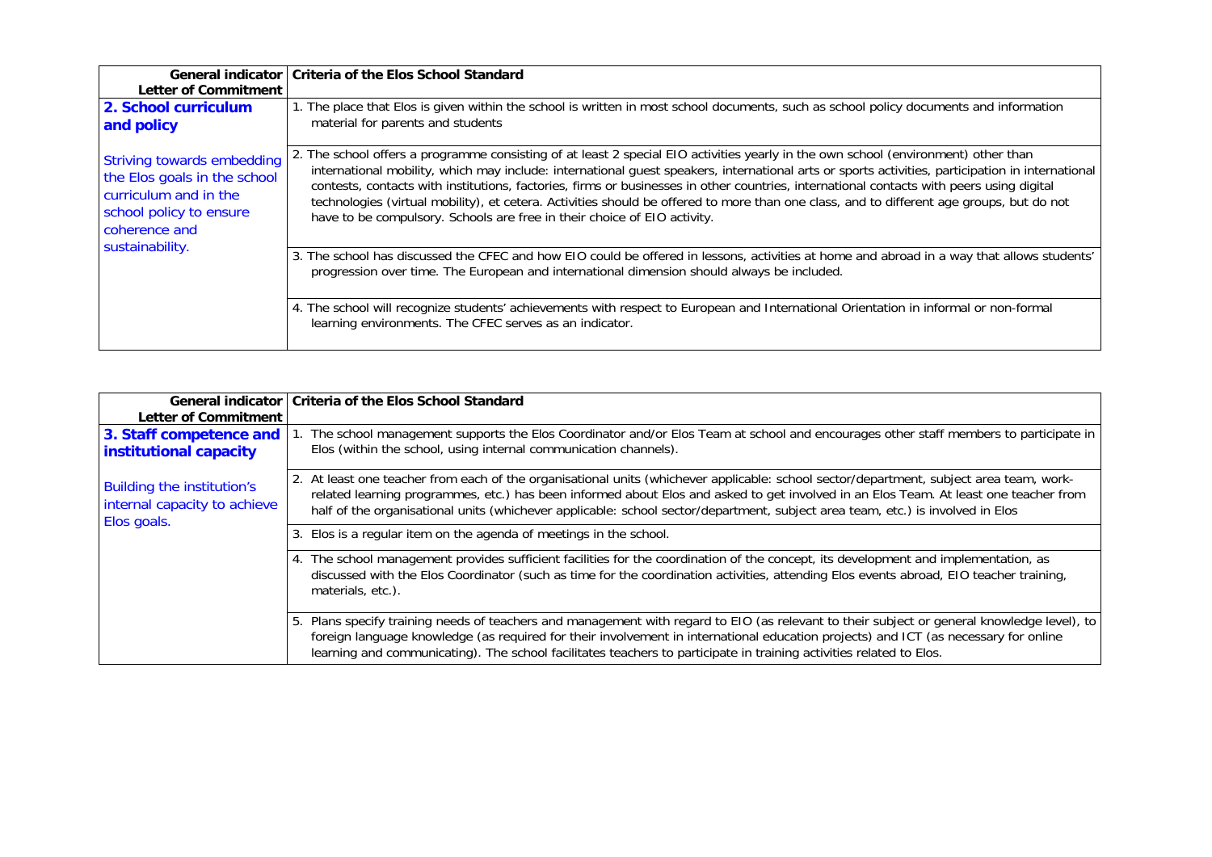| General indicator<br>Letter of Commitment | Criteria of the Elos School Standard |
|---|---|
| **2. School curriculum and policy**<br><br>Striving towards embedding the Elos goals in the school curriculum and in the school policy to ensure coherence and sustainability. | 1. The place that Elos is given within the school is written in most school documents, such as school policy documents and information material for parents and students |
| | 2. The school offers a programme consisting of at least 2 special EIO activities yearly in the own school (environment) other than international mobility, which may include: international guest speakers, international arts or sports activities, participation in international contests, contacts with institutions, factories, firms or businesses in other countries, international contacts with peers using digital technologies (virtual mobility), et cetera. Activities should be offered to more than one class, and to different age groups, but do not have to be compulsory. Schools are free in their choice of EIO activity. |
| | 3. The school has discussed the CFEC and how EIO could be offered in lessons, activities at home and abroad in a way that allows students' progression over time. The European and international dimension should always be included. |
| | 4. The school will recognize students' achievements with respect to European and International Orientation in informal or non-formal learning environments. The CFEC serves as an indicator. |

| General indicator<br>Letter of Commitment | Criteria of the Elos School Standard |
|---|---|
| **3. Staff competence and institutional capacity**<br><br>Building the institution's internal capacity to achieve Elos goals. | 1. The school management supports the Elos Coordinator and/or Elos Team at school and encourages other staff members to participate in Elos (within the school, using internal communication channels). |
| | 2. At least one teacher from each of the organisational units (whichever applicable: school sector/department, subject area team, work-related learning programmes, etc.) has been informed about Elos and asked to get involved in an Elos Team. At least one teacher from half of the organisational units (whichever applicable: school sector/department, subject area team, etc.) is involved in Elos |
| | 3. Elos is a regular item on the agenda of meetings in the school. |
| | 4. The school management provides sufficient facilities for the coordination of the concept, its development and implementation, as discussed with the Elos Coordinator (such as time for the coordination activities, attending Elos events abroad, EIO teacher training, materials, etc.). |
| | 5. Plans specify training needs of teachers and management with regard to EIO (as relevant to their subject or general knowledge level), to foreign language knowledge (as required for their involvement in international education projects) and ICT (as necessary for online learning and communicating). The school facilitates teachers to participate in training activities related to Elos. |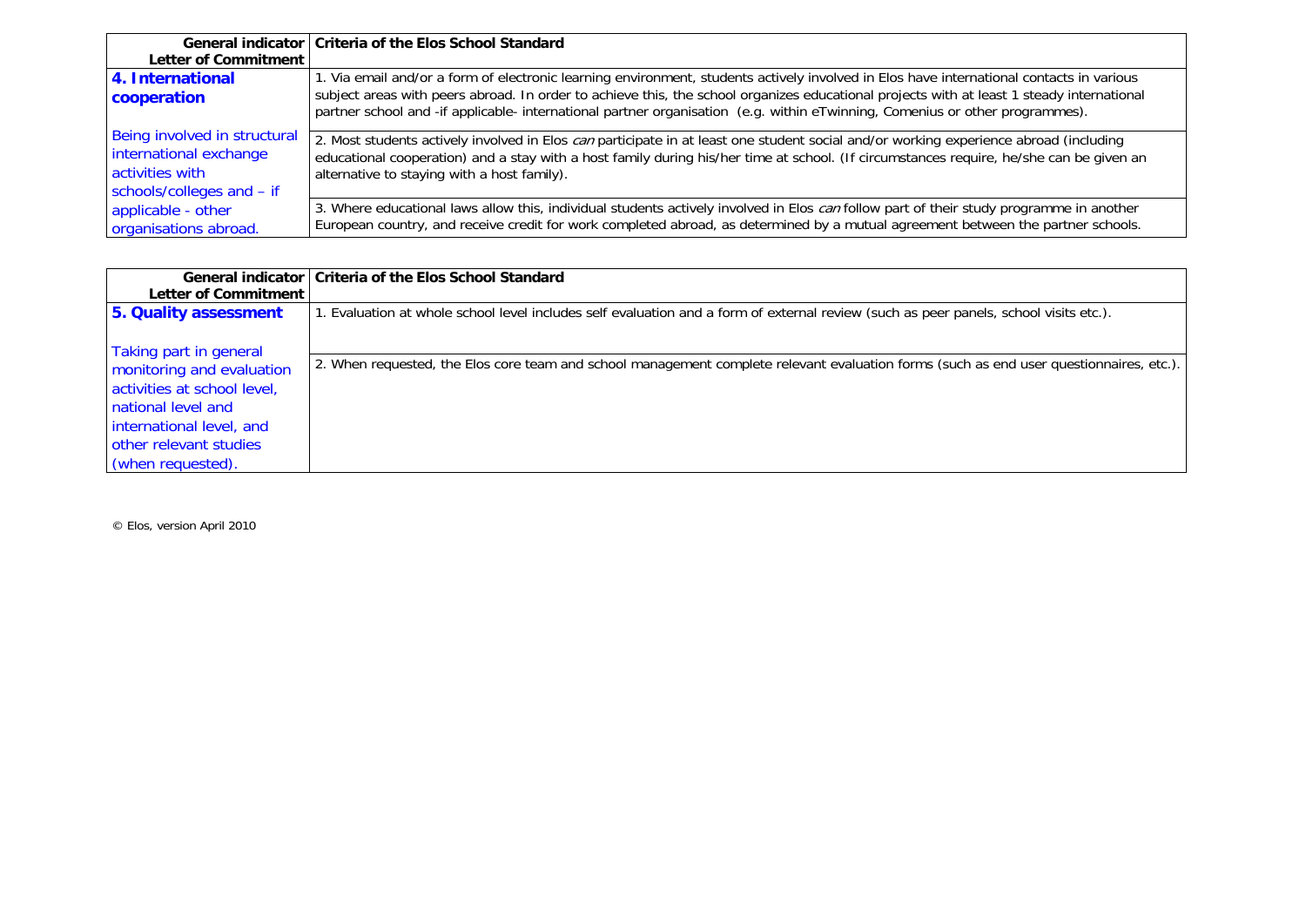| General indicator<br>Letter of Commitment | Criteria of the Elos School Standard |
|---|---|
| **4. International cooperation**<br><br>Being involved in structural international exchange activities with schools/colleges and – if applicable - other organisations abroad. | 1. Via email and/or a form of electronic learning environment, students actively involved in Elos have international contacts in various subject areas with peers abroad. In order to achieve this, the school organizes educational projects with at least 1 steady international partner school and -if applicable- international partner organisation (e.g. within eTwinning, Comenius or other programmes). |
| | 2. Most students actively involved in Elos *can* participate in at least one student social and/or working experience abroad (including educational cooperation) and a stay with a host family during his/her time at school. (If circumstances require, he/she can be given an alternative to staying with a host family). |
| | 3. Where educational laws allow this, individual students actively involved in Elos *can* follow part of their study programme in another European country, and receive credit for work completed abroad, as determined by a mutual agreement between the partner schools. |

| General indicator<br>Letter of Commitment | Criteria of the Elos School Standard |
|---|---|
| **5. Quality assessment**<br><br>Taking part in general monitoring and evaluation activities at school level, national level and international level, and other relevant studies (when requested). | 1. Evaluation at whole school level includes self evaluation and a form of external review (such as peer panels, school visits etc.). |
| | 2. When requested, the Elos core team and school management complete relevant evaluation forms (such as end user questionnaires, etc.). |

© Elos, version April 2010